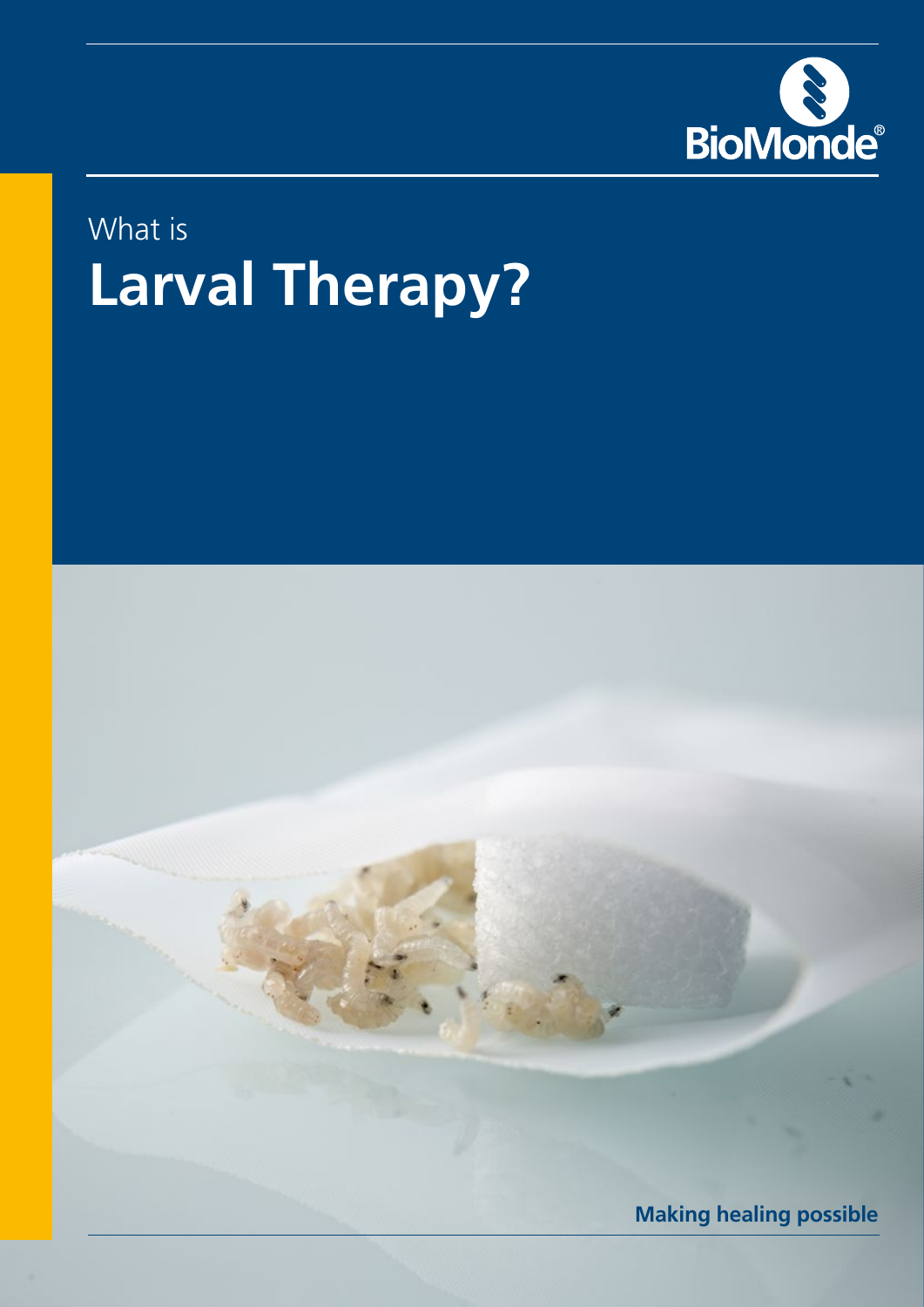BioMonde®

What is

# Larval Therapy?

**Making healing possible**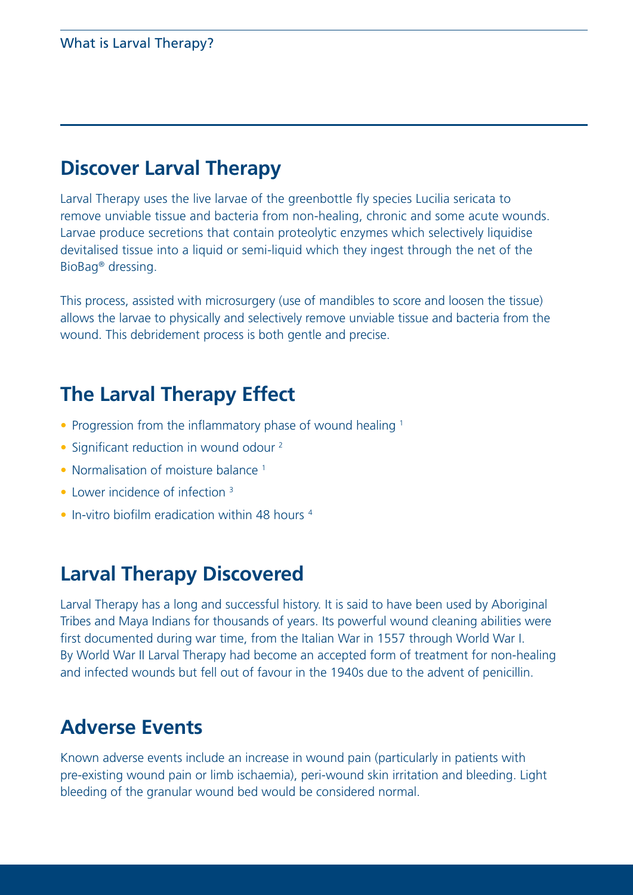## Discover Larval Therapy

Larval Therapy uses the live larvae of the greenbottle fly species Lucilia sericata to remove unviable tissue and bacteria from non-healing, chronic and some acute wounds. Larvae produce secretions that contain proteolytic enzymes which selectively liquidise devitalised tissue into a liquid or semi-liquid which they ingest through the net of the BioBag® dressing.

This process, assisted with microsurgery (use of mandibles to score and loosen the tissue) allows the larvae to physically and selectively remove unviable tissue and bacteria from the wound. This debridement process is both gentle and precise.

## The Larval Therapy Effect

- Progression from the inflammatory phase of wound healing [1]
- Significant reduction in wound odour [2]
- Normalisation of moisture balance [1]
- Lower incidence of infection [3]
- In-vitro biofilm eradication within 48 hours [4]

## Larval Therapy Discovered

Larval Therapy has a long and successful history. It is said to have been used by Aboriginal Tribes and Maya Indians for thousands of years. Its powerful wound cleaning abilities were first documented during war time, from the Italian War in 1557 through World War I. By World War II Larval Therapy had become an accepted form of treatment for non-healing and infected wounds but fell out of favour in the 1940s due to the advent of penicillin.

## Adverse Events

Known adverse events include an increase in wound pain (particularly in patients with pre-existing wound pain or limb ischaemia), peri-wound skin irritation and bleeding. Light bleeding of the granular wound bed would be considered normal.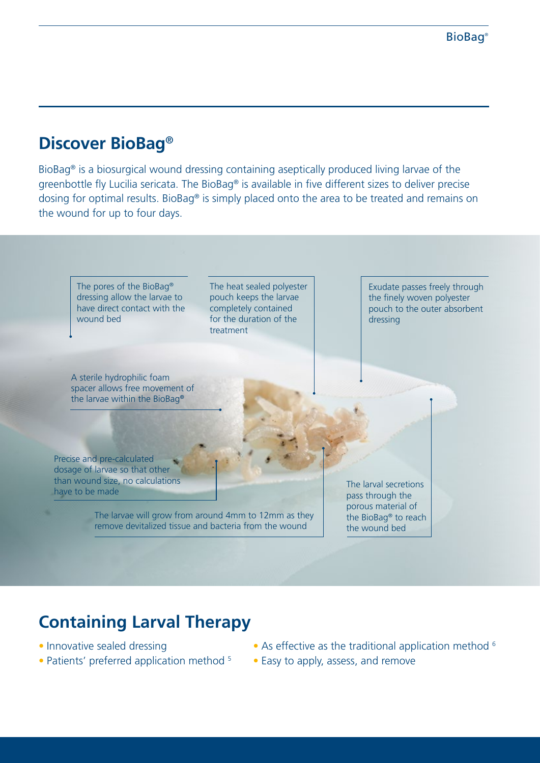## Discover BioBag®

BioBag® is a biosurgical wound dressing containing aseptically produced living larvae of the greenbottle fly Lucilia sericata. The BioBag® is available in five different sizes to deliver precise dosing for optimal results. BioBag® is simply placed onto the area to be treated and remains on the wound for up to four days.

The pores of the BioBag® dressing allow the larvae to have direct contact with the wound bed

The heat sealed polyester pouch keeps the larvae completely contained for the duration of the treatment

Exudate passes freely through the finely woven polyester pouch to the outer absorbent dressing

A sterile hydrophilic foam spacer allows free movement of the larvae within the BioBag®

Precise and pre-calculated dosage of larvae so that other than wound size, no calculations have to be made

The larvae will grow from around 4mm to 12mm as they remove devitalized tissue and bacteria from the wound

The larval secretions pass through the porous material of the BioBag® to reach the wound bed

## Containing Larval Therapy

- Innovative sealed dressing
- Patients' preferred application method [5]
- As effective as the traditional application method [6]
- Easy to apply, assess, and remove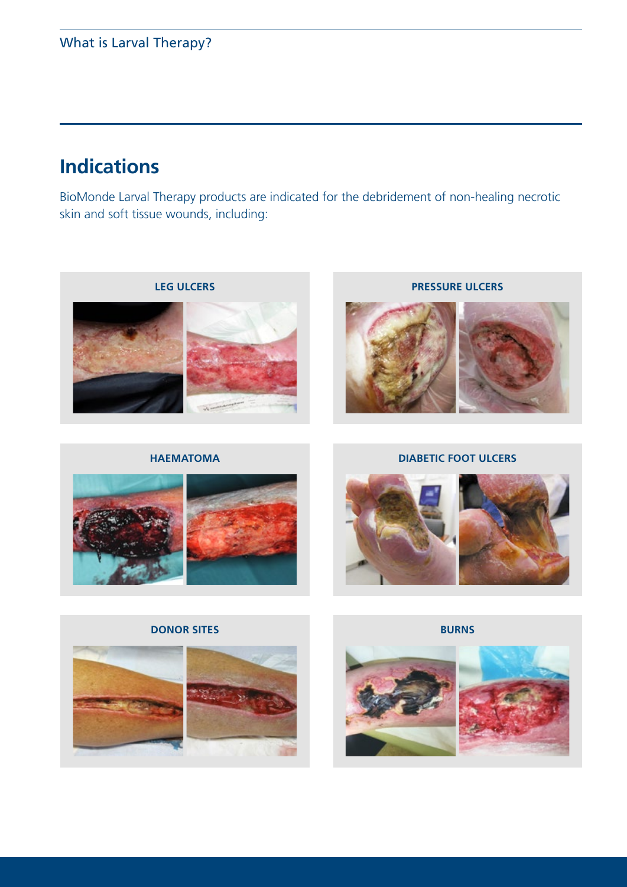## Indications

BioMonde Larval Therapy products are indicated for the debridement of non-healing necrotic skin and soft tissue wounds, including:

**LEG ULCERS**

**PRESSURE ULCERS**

**HAEMATOMA**

**DIABETIC FOOT ULCERS**

**DONOR SITES**

**BURNS**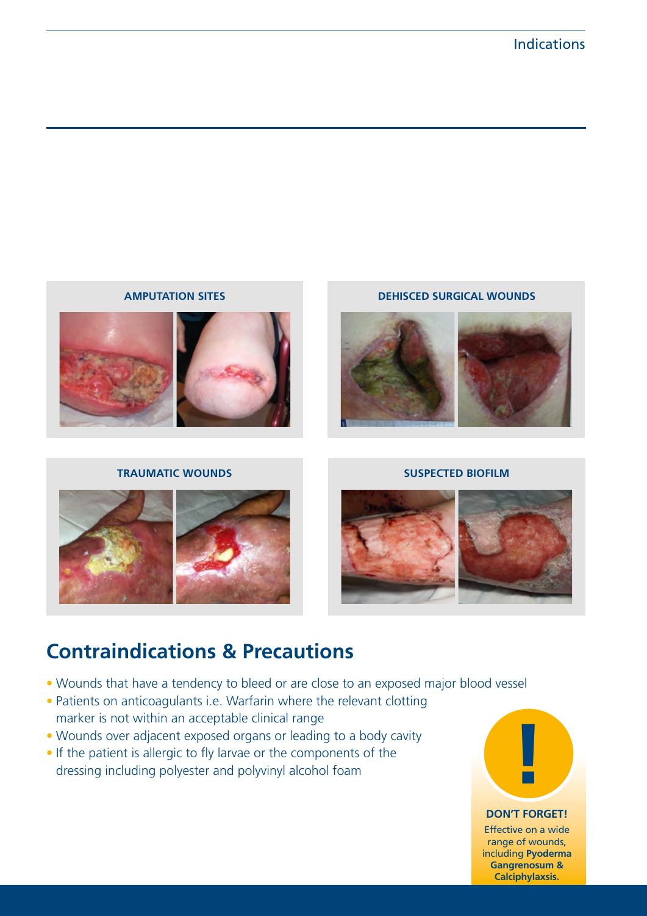AMPUTATION SITES

DEHISCED SURGICAL WOUNDS

TRAUMATIC WOUNDS

SUSPECTED BIOFILM

## Contraindications & Precautions

- Wounds that have a tendency to bleed or are close to an exposed major blood vessel
- Patients on anticoagulants i.e. Warfarin where the relevant clotting marker is not within an acceptable clinical range
- Wounds over adjacent exposed organs or leading to a body cavity
- If the patient is allergic to fly larvae or the components of the dressing including polyester and polyvinyl alcohol foam

**DON'T FORGET!**

Effective on a wide range of wounds, including **Pyoderma Gangrenosum & Calciphylaxsis.**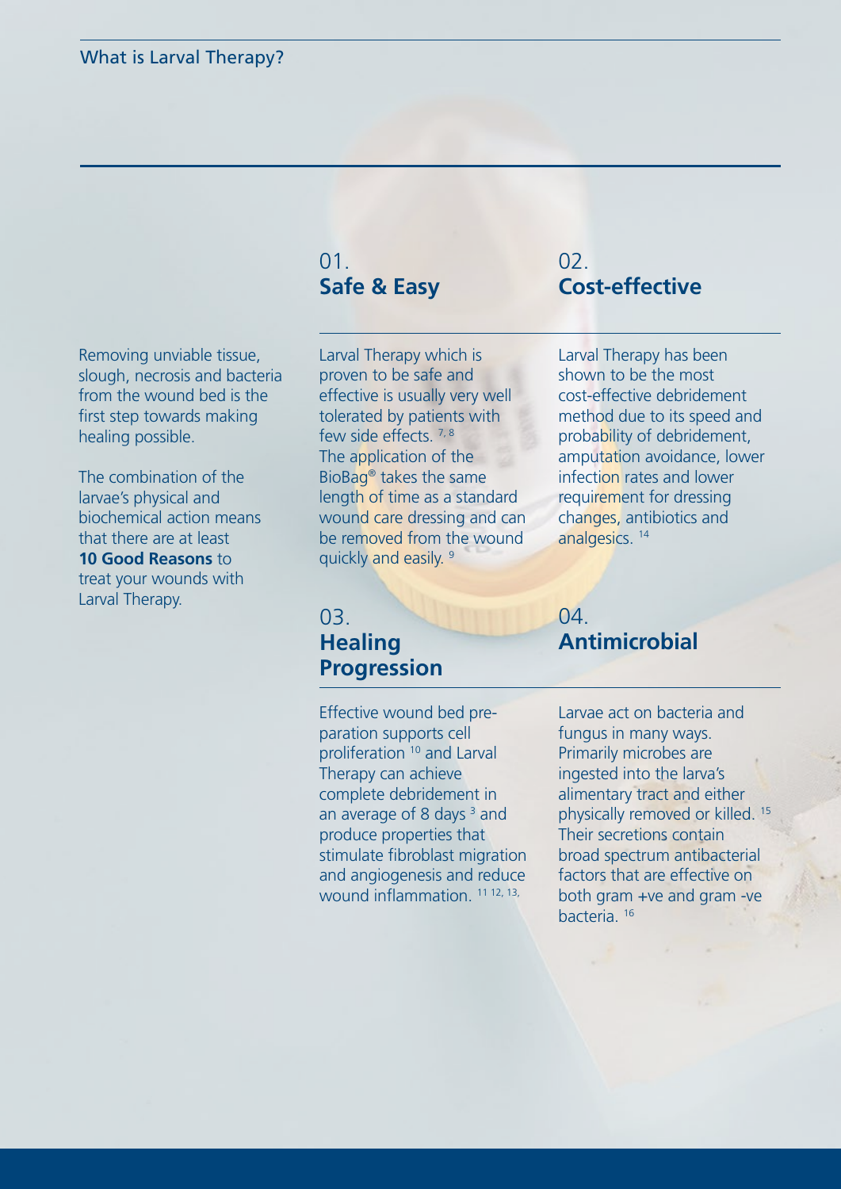What is Larval Therapy?

Removing unviable tissue, slough, necrosis and bacteria from the wound bed is the first step towards making healing possible.

The combination of the larvae's physical and biochemical action means that there are at least **10 Good Reasons** to treat your wounds with Larval Therapy.

## 01. Safe & Easy

Larval Therapy which is proven to be safe and effective is usually very well tolerated by patients with few side effects. [7, 8] The application of the BioBag® takes the same length of time as a standard wound care dressing and can be removed from the wound quickly and easily. [9]

## 02. Cost-effective

Larval Therapy has been shown to be the most cost-effective debridement method due to its speed and probability of debridement, amputation avoidance, lower infection rates and lower requirement for dressing changes, antibiotics and analgesics. [14]

## 03. Healing Progression

Effective wound bed preparation supports cell proliferation [10] and Larval Therapy can achieve complete debridement in an average of 8 days [3] and produce properties that stimulate fibroblast migration and angiogenesis and reduce wound inflammation. [11 12, 13,]

## 04. Antimicrobial

Larvae act on bacteria and fungus in many ways. Primarily microbes are ingested into the larva's alimentary tract and either physically removed or killed. [15] Their secretions contain broad spectrum antibacterial factors that are effective on both gram +ve and gram -ve bacteria. [16]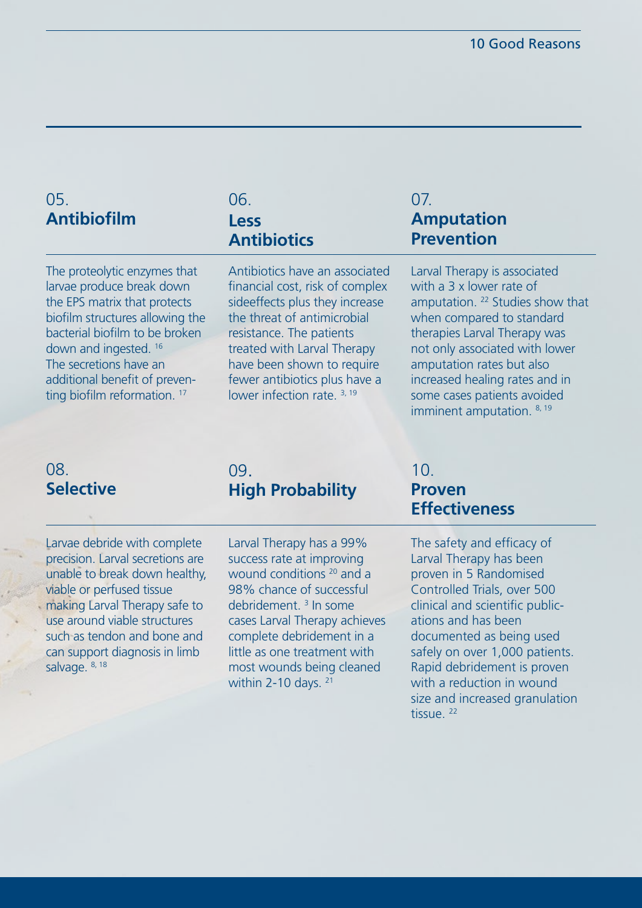## 05. Antibiofilm

The proteolytic enzymes that larvae produce break down the EPS matrix that protects biofilm structures allowing the bacterial biofilm to be broken down and ingested. [16] The secretions have an additional benefit of preventing biofilm reformation. [17]

## 06. Less Antibiotics

Antibiotics have an associated financial cost, risk of complex sideeffects plus they increase the threat of antimicrobial resistance. The patients treated with Larval Therapy have been shown to require fewer antibiotics plus have a lower infection rate. [3, 19]

## 07. Amputation Prevention

Larval Therapy is associated with a 3 x lower rate of amputation. [22] Studies show that when compared to standard therapies Larval Therapy was not only associated with lower amputation rates but also increased healing rates and in some cases patients avoided imminent amputation. [8, 19]

## 08. Selective

Larvae debride with complete precision. Larval secretions are unable to break down healthy, viable or perfused tissue making Larval Therapy safe to use around viable structures such as tendon and bone and can support diagnosis in limb salvage. [8, 18]

## 09. High Probability

Larval Therapy has a 99% success rate at improving wound conditions [20] and a 98% chance of successful debridement. [3] In some cases Larval Therapy achieves complete debridement in a little as one treatment with most wounds being cleaned within 2-10 days. [21]

## 10. Proven Effectiveness

The safety and efficacy of Larval Therapy has been proven in 5 Randomised Controlled Trials, over 500 clinical and scientific publications and has been documented as being used safely on over 1,000 patients. Rapid debridement is proven with a reduction in wound size and increased granulation tissue. [22]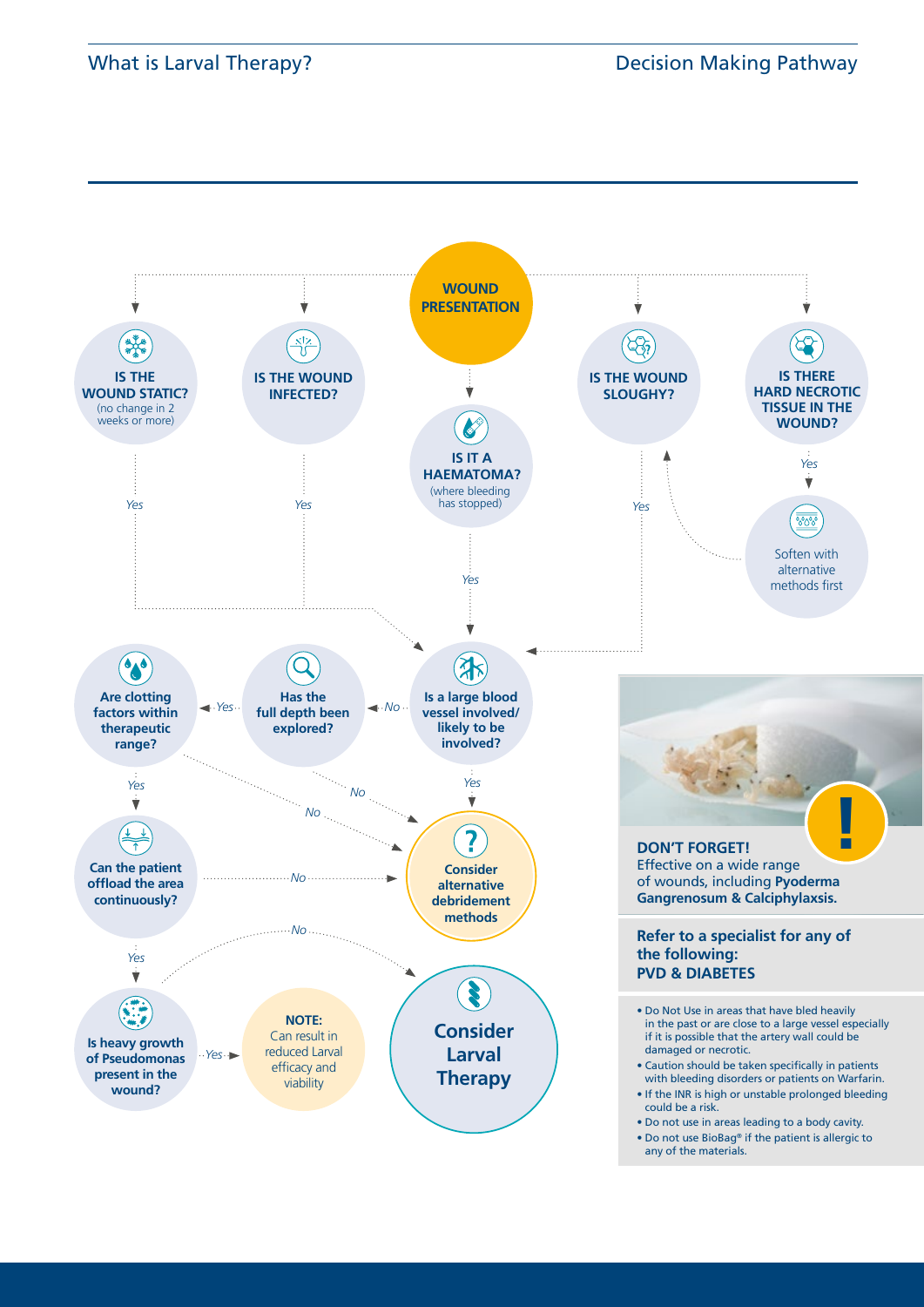## Decision Making Pathway

**WOUND PRESENTATION**

**IS THE WOUND STATIC?** (no change in 2 weeks or more)

Yes

**IS THE WOUND INFECTED?**

Yes

**IS IT A HAEMATOMA?** (where bleeding has stopped)

Yes

**IS THE WOUND SLOUGHY?**

Yes

**IS THERE HARD NECROTIC TISSUE IN THE WOUND?**

Yes

Soften with alternative methods first

**Is a large blood vessel involved/ likely to be involved?**

Yes → **Consider alternative debridement methods**

No

**Has the full depth been explored?**

No → **Consider alternative debridement methods**

Yes

**Are clotting factors within therapeutic range?**

No → **Consider alternative debridement methods**

Yes

**Can the patient offload the area continuously?**

No → **Consider alternative debridement methods**

Yes

**Is heavy growth of Pseudomonas present in the wound?**

No → **Consider Larval Therapy**

Yes

**NOTE:** Can result in reduced Larval efficacy and viability

**DON'T FORGET!**
Effective on a wide range of wounds, including **Pyoderma Gangrenosum & Calciphylaxis.**

**Refer to a specialist for any of the following: PVD & DIABETES**

- Do Not Use in areas that have bled heavily in the past or are close to a large vessel especially if it is possible that the artery wall could be damaged or necrotic.
- Caution should be taken specifically in patients with bleeding disorders or patients on Warfarin.
- If the INR is high or unstable prolonged bleeding could be a risk.
- Do not use in areas leading to a body cavity.
- Do not use BioBag® if the patient is allergic to any of the materials.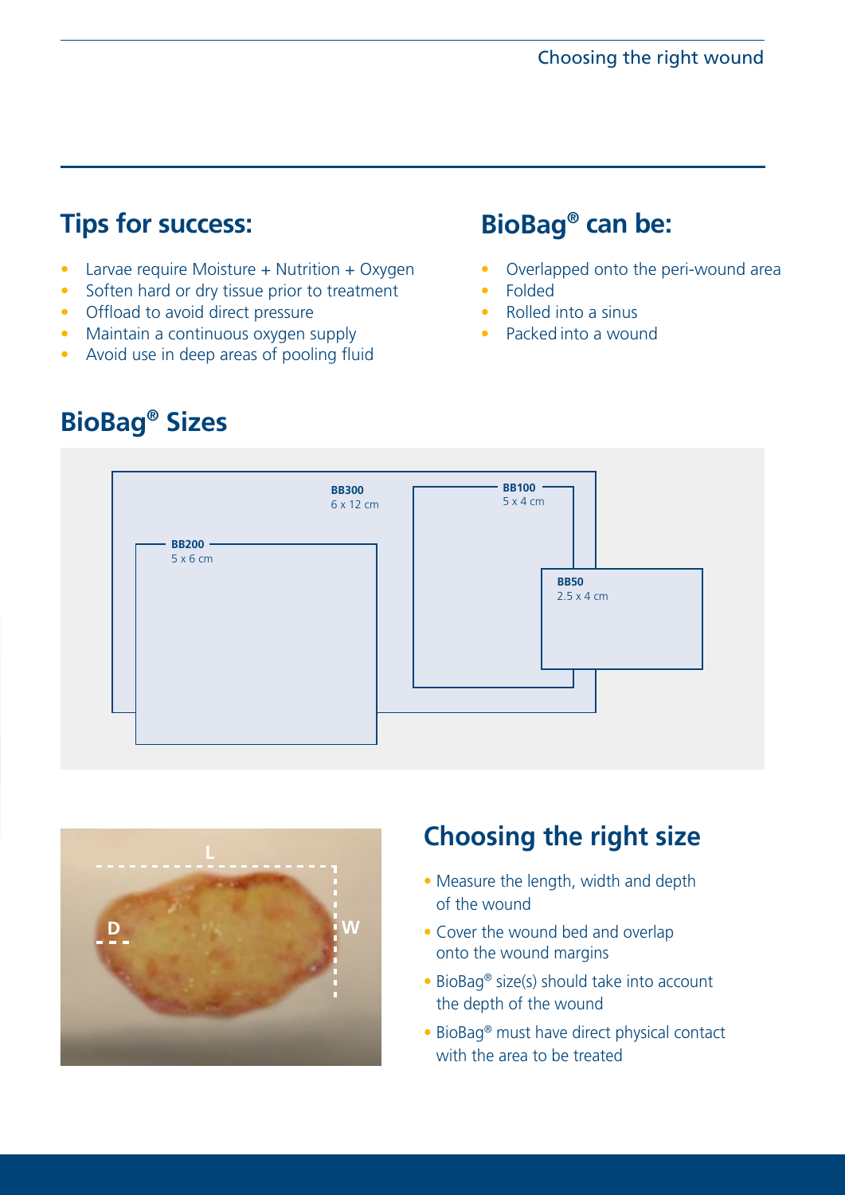## Tips for success:

- Larvae require Moisture + Nutrition + Oxygen
- Soften hard or dry tissue prior to treatment
- Offload to avoid direct pressure
- Maintain a continuous oxygen supply
- Avoid use in deep areas of pooling fluid

## BioBag® can be:

- Overlapped onto the peri-wound area
- Folded
- Rolled into a sinus
- Packed into a wound

## BioBag® Sizes

**BB300**
6 x 12 cm

**BB200**
5 x 6 cm

**BB100**
5 x 4 cm

**BB50**
2.5 x 4 cm

L

D

W

## Choosing the right size

- Measure the length, width and depth of the wound
- Cover the wound bed and overlap onto the wound margins
- BioBag® size(s) should take into account the depth of the wound
- BioBag® must have direct physical contact with the area to be treated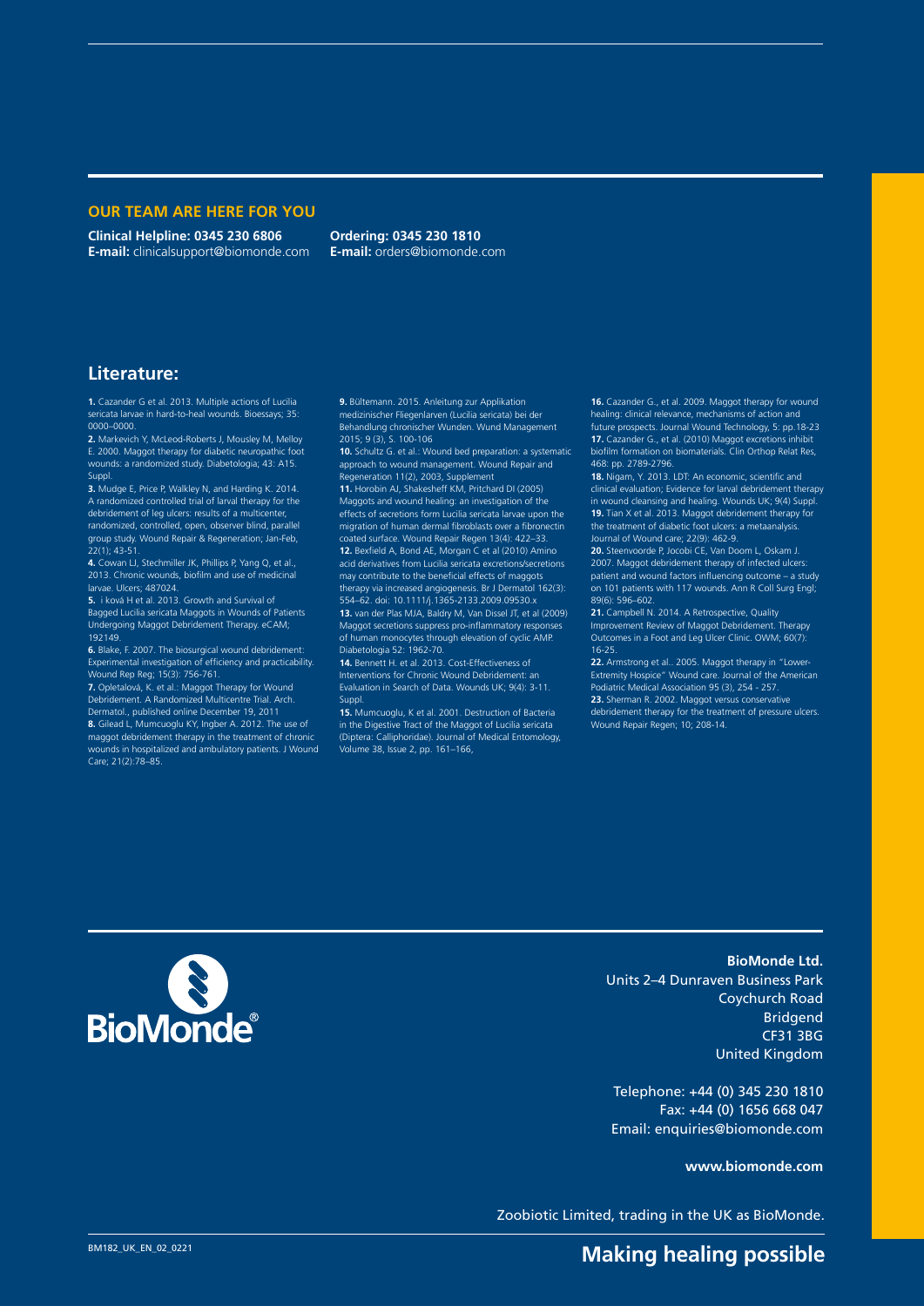### OUR TEAM ARE HERE FOR YOU

**Clinical Helpline: 0345 230 6806**
**E-mail:** clinicalsupport@biomonde.com

**Ordering: 0345 230 1810**
**E-mail:** orders@biomonde.com

## Literature:

**1.** Cazander G et al. 2013. Multiple actions of Lucilia sericata larvae in hard-to-heal wounds. Bioessays; 35: 0000–0000.
**2.** Markevich Y, McLeod-Roberts J, Mousley M, Melloy E. 2000. Maggot therapy for diabetic neuropathic foot wounds: a randomized study. Diabetologia; 43: A15. Suppl.
**3.** Mudge E, Price P, Walkley N, and Harding K. 2014. A randomized controlled trial of larval therapy for the debridement of leg ulcers: results of a multicenter, randomized, controlled, open, observer blind, parallel group study. Wound Repair & Regeneration; Jan-Feb, 22(1); 43-51.
**4.** Cowan LJ, Stechmiller JK, Phillips P, Yang Q, et al., 2013. Chronic wounds, biofilm and use of medicinal larvae. Ulcers; 487024.
**5.** i ková H et al. 2013. Growth and Survival of Bagged Lucilia sericata Maggots in Wounds of Patients Undergoing Maggot Debridement Therapy. eCAM; 192149.
**6.** Blake, F. 2007. The biosurgical wound debridement: Experimental investigation of efficiency and practicability. Wound Rep Reg; 15(3): 756-761.
**7.** Opletalová, K. et al.: Maggot Therapy for Wound Debridement. A Randomized Multicentre Trial. Arch. Dermatol., published online December 19, 2011
**8.** Gilead L, Mumcuoglu KY, Ingber A. 2012. The use of maggot debridement therapy in the treatment of chronic wounds in hospitalized and ambulatory patients. J Wound Care; 21(2):78–85.
**9.** Bültemann. 2015. Anleitung zur Applikation medizinischer Fliegenlarven (Lucilia sericata) bei der Behandlung chronischer Wunden. Wund Management 2015; 9 (3), S. 100-106
**10.** Schultz G. et al.: Wound bed preparation: a systematic approach to wound management. Wound Repair and Regeneration 11(2), 2003, Supplement
**11.** Horobin AJ, Shakesheff KM, Pritchard DI (2005) Maggots and wound healing: an investigation of the effects of secretions form Lucilia sericata larvae upon the migration of human dermal fibroblasts over a fibronectin coated surface. Wound Repair Regen 13(4): 422–33.
**12.** Bexfield A, Bond AE, Morgan C et al (2010) Amino acid derivatives from Lucilia sericata excretions/secretions may contribute to the beneficial effects of maggots therapy via increased angiogenesis. Br J Dermatol 162(3): 554–62. doi: 10.1111/j.1365-2133.2009.09530.x
**13.** van der Plas MJA, Baldry M, Van Dissel JT, et al (2009) Maggot secretions suppress pro-inflammatory responses of human monocytes through elevation of cyclic AMP. Diabetologia 52: 1962-70.
**14.** Bennett H. et al. 2013. Cost-Effectiveness of Interventions for Chronic Wound Debridement: an Evaluation in Search of Data. Wounds UK; 9(4): 3-11. Suppl.
**15.** Mumcuoglu, K et al. 2001. Destruction of Bacteria in the Digestive Tract of the Maggot of Lucilia sericata (Diptera: Calliphoridae). Journal of Medical Entomology, Volume 38, Issue 2, pp. 161–166,
**16.** Cazander G., et al. 2009. Maggot therapy for wound healing: clinical relevance, mechanisms of action and future prospects. Journal Wound Technology, 5: pp.18-23
**17.** Cazander G., et al. (2010) Maggot excretions inhibit biofilm formation on biomaterials. Clin Orthop Relat Res, 468: pp. 2789-2796.
**18.** Nigam, Y. 2013. LDT: An economic, scientific and clinical evaluation; Evidence for larval debridement therapy in wound cleansing and healing. Wounds UK; 9(4) Suppl.
**19.** Tian X et al. 2013. Maggot debridement therapy for the treatment of diabetic foot ulcers: a metaanalysis. Journal of Wound care; 22(9): 462-9.
**20.** Steenvoorde P, Jocobi CE, Van Doom L, Oskam J. 2007. Maggot debridement therapy of infected ulcers: patient and wound factors influencing outcome – a study on 101 patients with 117 wounds. Ann R Coll Surg Engl; 89(6): 596–602.
**21.** Campbell N. 2014. A Retrospective, Quality Improvement Review of Maggot Debridement. Therapy Outcomes in a Foot and Leg Ulcer Clinic. OWM; 60(7): 16-25.
**22.** Armstrong et al.. 2005. Maggot therapy in "Lower-Extremity Hospice" Wound care. Journal of the American Podiatric Medical Association 95 (3), 254 - 257.
**23.** Sherman R. 2002. Maggot versus conservative debridement therapy for the treatment of pressure ulcers. Wound Repair Regen; 10; 208-14.

BioMonde®

**BioMonde Ltd.**
Units 2–4 Dunraven Business Park
Coychurch Road
Bridgend
CF31 3BG
United Kingdom

Telephone: +44 (0) 345 230 1810
Fax: +44 (0) 1656 668 047
Email: enquiries@biomonde.com

**www.biomonde.com**

Zoobiotic Limited, trading in the UK as BioMonde.

BM182_UK_EN_02_0221

**Making healing possible**